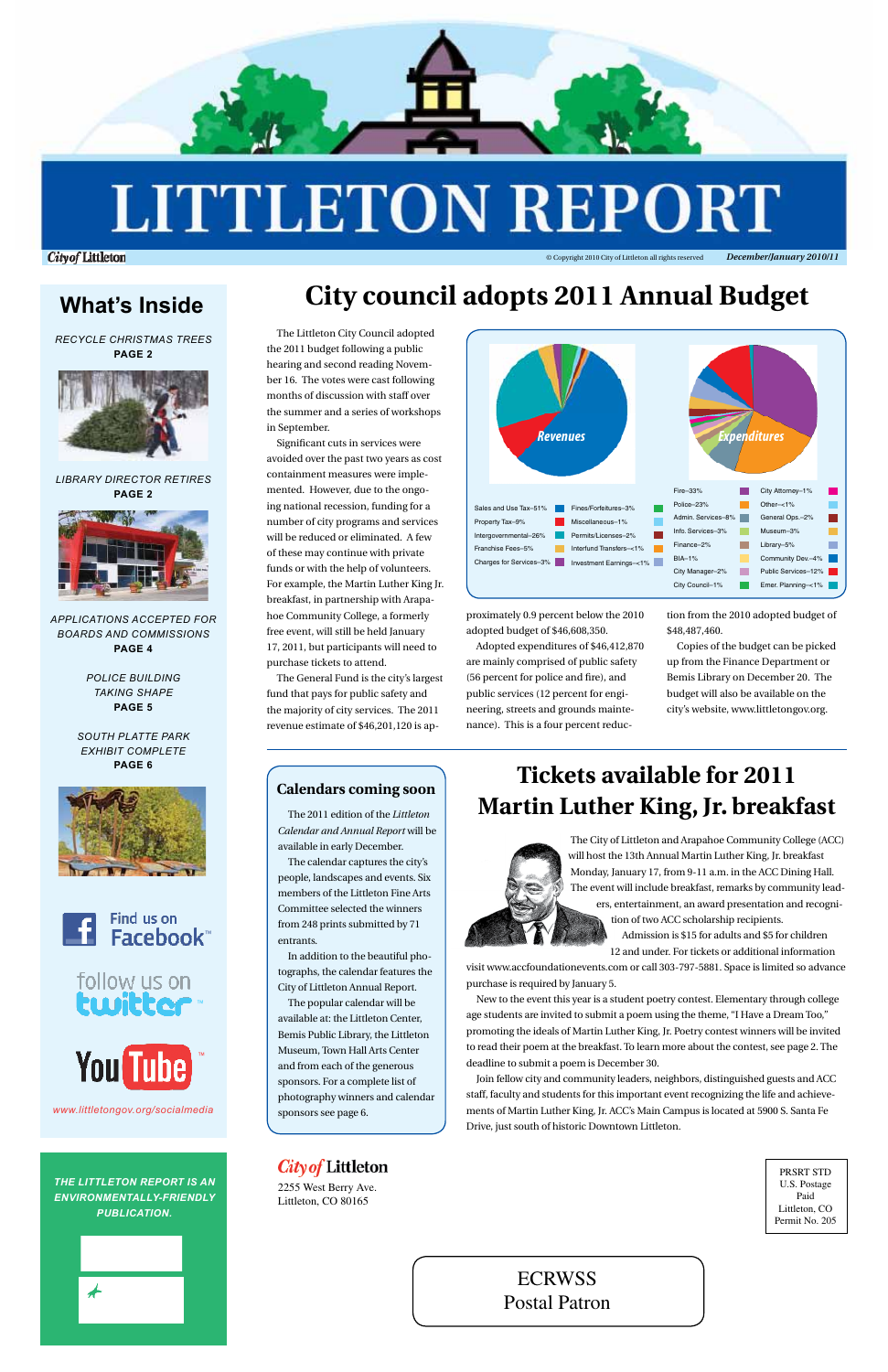# LITTLETON REPORT

City of Littleton — © Copyright 2010 City of Littleton all rights reserved — *December/January 2010/11*

## What's Inside

*RECYCLE CHRISTMAS TREES*
**PAGE 2**

*LIBRARY DIRECTOR RETIRES*
**PAGE 2**

*APPLICATIONS ACCEPTED FOR BOARDS AND COMMISSIONS*
**PAGE 4**

*POLICE BUILDING TAKING SHAPE*
**PAGE 5**

*SOUTH PLATTE PARK EXHIBIT COMPLETE*
**PAGE 6**

Find us on Facebook

follow us on twitter

YouTube

*www.littletongov.org/socialmedia*

***THE LITTLETON REPORT IS AN ENVIRONMENTALLY-FRIENDLY PUBLICATION.***

# City council adopts 2011 Annual Budget

The Littleton City Council adopted the 2011 budget following a public hearing and second reading November 16. The votes were cast following months of discussion with staff over the summer and a series of workshops in September.

Significant cuts in services were avoided over the past two years as cost containment measures were implemented. However, due to the ongoing national recession, funding for a number of city programs and services will be reduced or eliminated. A few of these may continue with private funds or with the help of volunteers. For example, the Martin Luther King Jr. breakfast, in partnership with Arapahoe Community College, a formerly free event, will still be held January 17, 2011, but participants will need to purchase tickets to attend.

The General Fund is the city's largest fund that pays for public safety and the majority of city services. The 2011 revenue estimate of $46,201,120 is approximately 0.9 percent below the 2010 adopted budget of $46,608,350.

Adopted expenditures of $46,412,870 are mainly comprised of public safety (56 percent for police and fire), and public services (12 percent for engineering, streets and grounds maintenance). This is a four percent reduction from the 2010 adopted budget of $48,487,460.

Copies of the budget can be picked up from the Finance Department or Bemis Library on December 20. The budget will also be available on the city's website, www.littletongov.org.

**Revenues**

- Sales and Use Tax–51%
- Property Tax–9%
- Intergovernmental–26%
- Franchise Fees–5%
- Charges for Services–3%
- Fines/Forfeitures–3%
- Miscellaneous–1%
- Permits/Licenses–2%
- Interfund Transfers–<1%
- Investment Earnings–<1%

**Expenditures**

- Fire–33%
- Police–23%
- Admin. Services–8%
- Info. Services–3%
- Finance–2%
- BIA–1%
- City Manager–2%
- City Council–1%
- City Attorney–1%
- Other–<1%
- General Ops.–2%
- Museum–3%
- Library–5%
- Community Dev.–4%
- Public Services–12%
- Emer. Planning–<1%

## Calendars coming soon

The 2011 edition of the *Littleton Calendar and Annual Report* will be available in early December.

The calendar captures the city's people, landscapes and events. Six members of the Littleton Fine Arts Committee selected the winners from 248 prints submitted by 71 entrants.

In addition to the beautiful photographs, the calendar features the City of Littleton Annual Report.

The popular calendar will be available at: the Littleton Center, Bemis Public Library, the Littleton Museum, Town Hall Arts Center and from each of the generous sponsors. For a complete list of photography winners and calendar sponsors see page 6.

# Tickets available for 2011 Martin Luther King, Jr. breakfast

The City of Littleton and Arapahoe Community College (ACC) will host the 13th Annual Martin Luther King, Jr. breakfast Monday, January 17, from 9-11 a.m. in the ACC Dining Hall. The event will include breakfast, remarks by community leaders, entertainment, an award presentation and recognition of two ACC scholarship recipients.

Admission is $15 for adults and $5 for children 12 and under. For tickets or additional information visit www.accfoundationevents.com or call 303-797-5881. Space is limited so advance purchase is required by January 5.

New to the event this year is a student poetry contest. Elementary through college age students are invited to submit a poem using the theme, "I Have a Dream Too," promoting the ideals of Martin Luther King, Jr. Poetry contest winners will be invited to read their poem at the breakfast. To learn more about the contest, see page 2. The deadline to submit a poem is December 30.

Join fellow city and community leaders, neighbors, distinguished guests and ACC staff, faculty and students for this important event recognizing the life and achievements of Martin Luther King, Jr. ACC's Main Campus is located at 5900 S. Santa Fe Drive, just south of historic Downtown Littleton.

*City of* Littleton
2255 West Berry Ave.
Littleton, CO 80165

PRSRT STD
U.S. Postage
Paid
Littleton, CO
Permit No. 205

ECRWSS
Postal Patron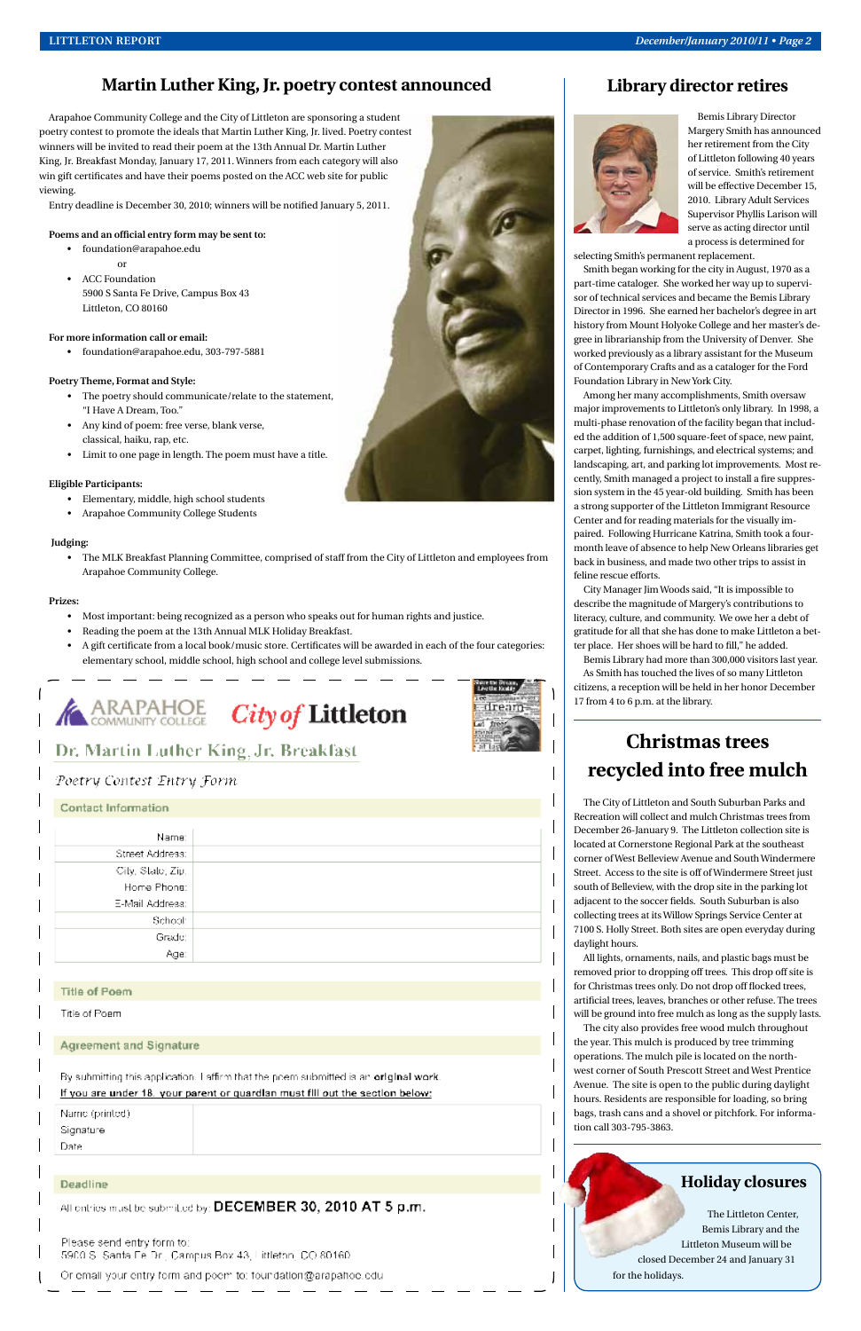## Martin Luther King, Jr. poetry contest announced

Arapahoe Community College and the City of Littleton are sponsoring a student poetry contest to promote the ideals that Martin Luther King, Jr. lived. Poetry contest winners will be invited to read their poem at the 13th Annual Dr. Martin Luther King, Jr. Breakfast Monday, January 17, 2011. Winners from each category will also win gift certificates and have their poems posted on the ACC web site for public viewing.

Entry deadline is December 30, 2010; winners will be notified January 5, 2011.

**Poems and an official entry form may be sent to:**

- foundation@arapahoe.edu

  or

- ACC Foundation
  5900 S Santa Fe Drive, Campus Box 43
  Littleton, CO 80160

**For more information call or email:**

- foundation@arapahoe.edu, 303-797-5881

**Poetry Theme, Format and Style:**

- The poetry should communicate/relate to the statement, "I Have A Dream, Too."
- Any kind of poem: free verse, blank verse, classical, haiku, rap, etc.
- Limit to one page in length. The poem must have a title.

**Eligible Participants:**

- Elementary, middle, high school students
- Arapahoe Community College Students

**Judging:**

- The MLK Breakfast Planning Committee, comprised of staff from the City of Littleton and employees from Arapahoe Community College.

**Prizes:**

- Most important: being recognized as a person who speaks out for human rights and justice.
- Reading the poem at the 13th Annual MLK Holiday Breakfast.
- A gift certificate from a local book/music store. Certificates will be awarded in each of the four categories: elementary school, middle school, high school and college level submissions.

---

ARAPAHOE COMMUNITY COLLEGE — City of Littleton

### Dr. Martin Luther King, Jr. Breakfast

*Poetry Contest Entry Form*

**Contact Information**

| | |
|---|---|
| Name: | |
| Street Address: | |
| City, State, Zip: | |
| Home Phone: | |
| E-Mail Address: | |
| School: | |
| Grade: | |
| Age: | |

**Title of Poem**

Title of Poem

**Agreement and Signature**

By submitting this application, I affirm that the poem submitted is an **original work**.

**If you are under 18, your parent or guardian must fill out the section below:**

| | |
|---|---|
| Name (printed) | |
| Signature | |
| Date | |

**Deadline**

All entries must be submitted by: **DECEMBER 30, 2010 AT 5 p.m.**

Please send entry form to:
5900 S. Santa Fe Dr., Campus Box 43, Littleton, CO 80160

Or email your entry form and poem to: foundation@arapahoe.edu

---

## Library director retires

Bemis Library Director Margery Smith has announced her retirement from the City of Littleton following 40 years of service. Smith's retirement will be effective December 15, 2010. Library Adult Services Supervisor Phyllis Larison will serve as acting director until a process is determined for selecting Smith's permanent replacement.

Smith began working for the city in August, 1970 as a part-time cataloger. She worked her way up to supervisor of technical services and became the Bemis Library Director in 1996. She earned her bachelor's degree in art history from Mount Holyoke College and her master's degree in librarianship from the University of Denver. She worked previously as a library assistant for the Museum of Contemporary Crafts and as a cataloger for the Ford Foundation Library in New York City.

Among her many accomplishments, Smith oversaw major improvements to Littleton's only library. In 1998, a multi-phase renovation of the facility began that included the addition of 1,500 square-feet of space, new paint, carpet, lighting, furnishings, and electrical systems; and landscaping, art, and parking lot improvements. Most recently, Smith managed a project to install a fire suppression system in the 45 year-old building. Smith has been a strong supporter of the Littleton Immigrant Resource Center and for reading materials for the visually impaired. Following Hurricane Katrina, Smith took a four-month leave of absence to help New Orleans libraries get back in business, and made two other trips to assist in feline rescue efforts.

City Manager Jim Woods said, "It is impossible to describe the magnitude of Margery's contributions to literacy, culture, and community. We owe her a debt of gratitude for all that she has done to make Littleton a better place. Her shoes will be hard to fill," he added.

Bemis Library had more than 300,000 visitors last year. As Smith has touched the lives of so many Littleton citizens, a reception will be held in her honor December 17 from 4 to 6 p.m. at the library.

## Christmas trees recycled into free mulch

The City of Littleton and South Suburban Parks and Recreation will collect and mulch Christmas trees from December 26-January 9. The Littleton collection site is located at Cornerstone Regional Park at the southeast corner of West Belleview Avenue and South Windermere Street. Access to the site is off of Windermere Street just south of Belleview, with the drop site in the parking lot adjacent to the soccer fields. South Suburban is also collecting trees at its Willow Springs Service Center at 7100 S. Holly Street. Both sites are open everyday during daylight hours.

All lights, ornaments, nails, and plastic bags must be removed prior to dropping off trees. This drop off site is for Christmas trees only. Do not drop off flocked trees, artificial trees, leaves, branches or other refuse. The trees will be ground into free mulch as long as the supply lasts.

The city also provides free wood mulch throughout the year. This mulch is produced by tree trimming operations. The mulch pile is located on the northwest corner of South Prescott Street and West Prentice Avenue. The site is open to the public during daylight hours. Residents are responsible for loading, so bring bags, trash cans and a shovel or pitchfork. For information call 303-795-3863.

## Holiday closures

The Littleton Center, Bemis Library and the Littleton Museum will be closed December 24 and January 31 for the holidays.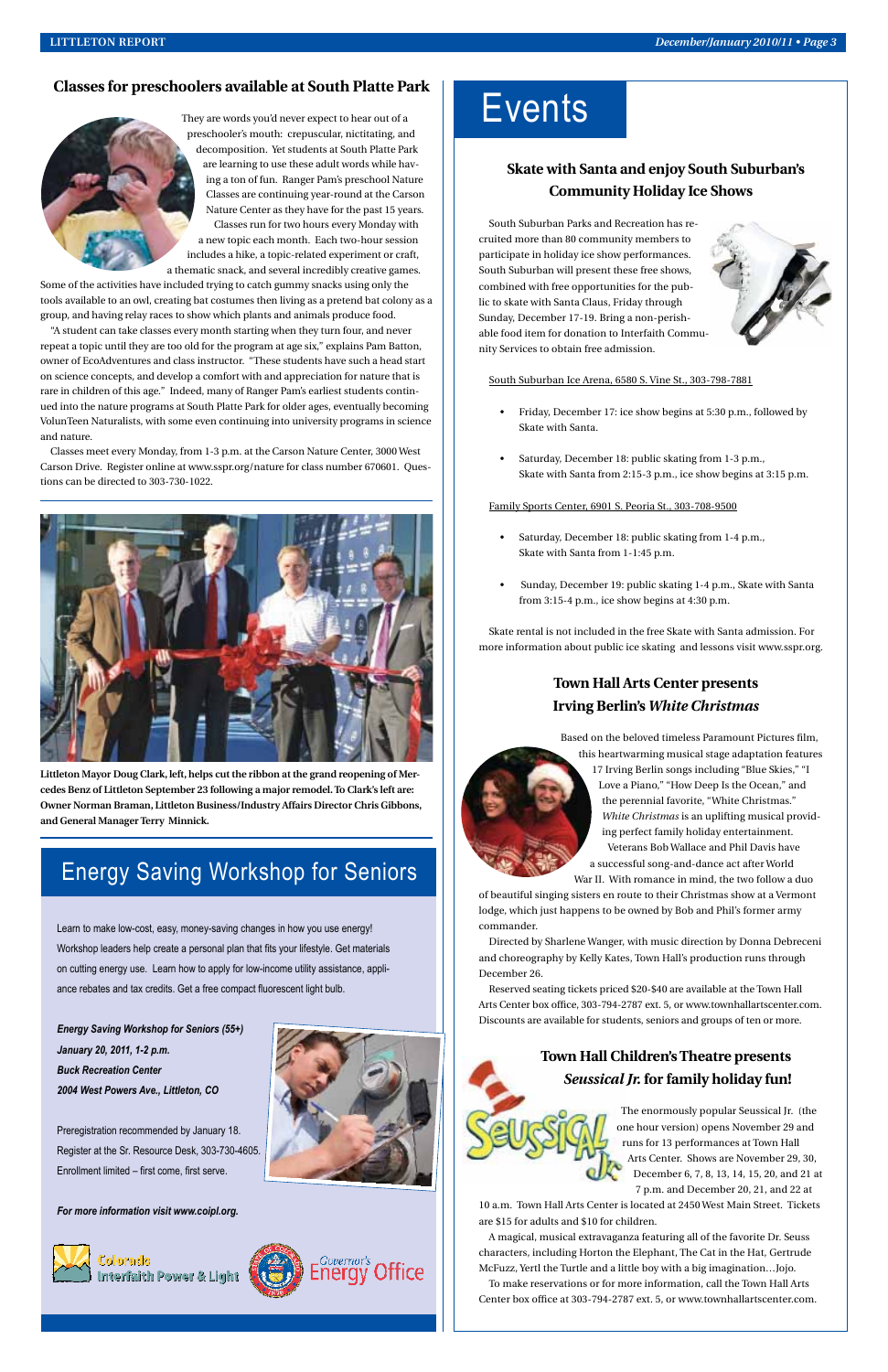## Classes for preschoolers available at South Platte Park

They are words you'd never expect to hear out of a preschooler's mouth: crepuscular, nictitating, and decomposition. Yet students at South Platte Park are learning to use these adult words while having a ton of fun. Ranger Pam's preschool Nature Classes are continuing year-round at the Carson Nature Center as they have for the past 15 years. Classes run for two hours every Monday with a new topic each month. Each two-hour session includes a hike, a topic-related experiment or craft, a thematic snack, and several incredibly creative games. Some of the activities have included trying to catch gummy snacks using only the tools available to an owl, creating bat costumes then living as a pretend bat colony as a group, and having relay races to show which plants and animals produce food.

"A student can take classes every month starting when they turn four, and never repeat a topic until they are too old for the program at age six," explains Pam Batton, owner of EcoAdventures and class instructor. "These students have such a head start on science concepts, and develop a comfort with and appreciation for nature that is rare in children of this age." Indeed, many of Ranger Pam's earliest students continued into the nature programs at South Platte Park for older ages, eventually becoming VolunTeen Naturalists, with some even continuing into university programs in science and nature.

Classes meet every Monday, from 1-3 p.m. at the Carson Nature Center, 3000 West Carson Drive. Register online at www.sspr.org/nature for class number 670601. Questions can be directed to 303-730-1022.

**Littleton Mayor Doug Clark, left, helps cut the ribbon at the grand reopening of Mercedes Benz of Littleton September 23 following a major remodel. To Clark's left are: Owner Norman Braman, Littleton Business/Industry Affairs Director Chris Gibbons, and General Manager Terry Minnick.**

## Energy Saving Workshop for Seniors

Learn to make low-cost, easy, money-saving changes in how you use energy! Workshop leaders help create a personal plan that fits your lifestyle. Get materials on cutting energy use. Learn how to apply for low-income utility assistance, appliance rebates and tax credits. Get a free compact fluorescent light bulb.

***Energy Saving Workshop for Seniors (55+)***
***January 20, 2011, 1-2 p.m.***
***Buck Recreation Center***
***2004 West Powers Ave., Littleton, CO***

Preregistration recommended by January 18.
Register at the Sr. Resource Desk, 303-730-4605.
Enrollment limited – first come, first serve.

***For more information visit www.coipl.org.***

Colorado Interfaith Power & Light — Governor's Energy Office

# Events

### Skate with Santa and enjoy South Suburban's Community Holiday Ice Shows

South Suburban Parks and Recreation has recruited more than 80 community members to participate in holiday ice show performances. South Suburban will present these free shows, combined with free opportunities for the public to skate with Santa Claus, Friday through Sunday, December 17-19. Bring a non-perishable food item for donation to Interfaith Community Services to obtain free admission.

South Suburban Ice Arena, 6580 S. Vine St., 303-798-7881

- Friday, December 17: ice show begins at 5:30 p.m., followed by Skate with Santa.
- Saturday, December 18: public skating from 1-3 p.m., Skate with Santa from 2:15-3 p.m., ice show begins at 3:15 p.m.

Family Sports Center, 6901 S. Peoria St., 303-708-9500

- Saturday, December 18: public skating from 1-4 p.m., Skate with Santa from 1-1:45 p.m.
- Sunday, December 19: public skating 1-4 p.m., Skate with Santa from 3:15-4 p.m., ice show begins at 4:30 p.m.

Skate rental is not included in the free Skate with Santa admission. For more information about public ice skating and lessons visit www.sspr.org.

### Town Hall Arts Center presents Irving Berlin's *White Christmas*

Based on the beloved timeless Paramount Pictures film, this heartwarming musical stage adaptation features 17 Irving Berlin songs including "Blue Skies," "I Love a Piano," "How Deep Is the Ocean," and the perennial favorite, "White Christmas." *White Christmas* is an uplifting musical providing perfect family holiday entertainment. Veterans Bob Wallace and Phil Davis have a successful song-and-dance act after World War II. With romance in mind, the two follow a duo of beautiful singing sisters en route to their Christmas show at a Vermont lodge, which just happens to be owned by Bob and Phil's former army commander.

Directed by Sharlene Wanger, with music direction by Donna Debreceni and choreography by Kelly Kates, Town Hall's production runs through December 26.

Reserved seating tickets priced $20-$40 are available at the Town Hall Arts Center box office, 303-794-2787 ext. 5, or www.townhallartscenter.com. Discounts are available for students, seniors and groups of ten or more.

### Town Hall Children's Theatre presents *Seussical Jr.* for family holiday fun!

The enormously popular Seussical Jr. (the one hour version) opens November 29 and runs for 13 performances at Town Hall Arts Center. Shows are November 29, 30, December 6, 7, 8, 13, 14, 15, 20, and 21 at 7 p.m. and December 20, 21, and 22 at 10 a.m. Town Hall Arts Center is located at 2450 West Main Street. Tickets are $15 for adults and $10 for children.

A magical, musical extravaganza featuring all of the favorite Dr. Seuss characters, including Horton the Elephant, The Cat in the Hat, Gertrude McFuzz, Yertl the Turtle and a little boy with a big imagination…Jojo.

To make reservations or for more information, call the Town Hall Arts Center box office at 303-794-2787 ext. 5, or www.townhallartscenter.com.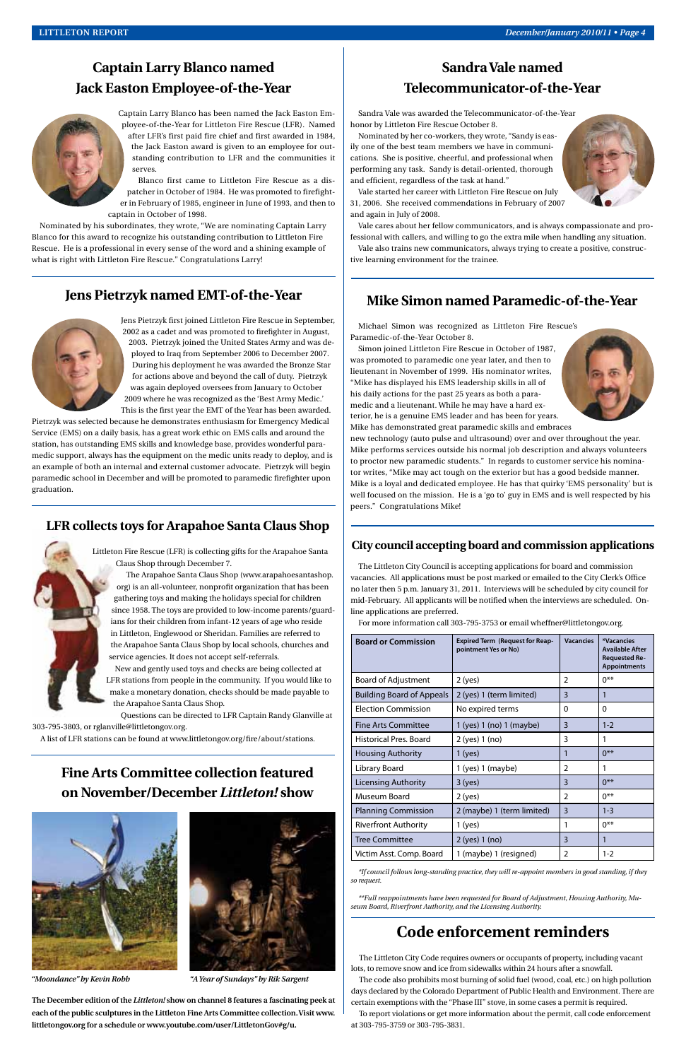## Captain Larry Blanco named Jack Easton Employee-of-the-Year

Captain Larry Blanco has been named the Jack Easton Employee-of-the-Year for Littleton Fire Rescue (LFR). Named after LFR's first paid fire chief and first awarded in 1984, the Jack Easton award is given to an employee for outstanding contribution to LFR and the communities it serves.

Blanco first came to Littleton Fire Rescue as a dispatcher in October of 1984. He was promoted to firefighter in February of 1985, engineer in June of 1993, and then to captain in October of 1998.

Nominated by his subordinates, they wrote, "We are nominating Captain Larry Blanco for this award to recognize his outstanding contribution to Littleton Fire Rescue. He is a professional in every sense of the word and a shining example of what is right with Littleton Fire Rescue." Congratulations Larry!

## Jens Pietrzyk named EMT-of-the-Year

Jens Pietrzyk first joined Littleton Fire Rescue in September, 2002 as a cadet and was promoted to firefighter in August, 2003. Pietrzyk joined the United States Army and was deployed to Iraq from September 2006 to December 2007. During his deployment he was awarded the Bronze Star for actions above and beyond the call of duty. Pietrzyk was again deployed oversees from January to October 2009 where he was recognized as the 'Best Army Medic.'

This is the first year the EMT of the Year has been awarded. Pietrzyk was selected because he demonstrates enthusiasm for Emergency Medical Service (EMS) on a daily basis, has a great work ethic on EMS calls and around the station, has outstanding EMS skills and knowledge base, provides wonderful paramedic support, always has the equipment on the medic units ready to deploy, and is an example of both an internal and external customer advocate. Pietrzyk will begin paramedic school in December and will be promoted to paramedic firefighter upon graduation.

## LFR collects toys for Arapahoe Santa Claus Shop

Littleton Fire Rescue (LFR) is collecting gifts for the Arapahoe Santa Claus Shop through December 7.

The Arapahoe Santa Claus Shop (www.arapahoesantashop.org) is an all-volunteer, nonprofit organization that has been gathering toys and making the holidays special for children since 1958. The toys are provided to low-income parents/guardians for their children from infant-12 years of age who reside in Littleton, Englewood or Sheridan. Families are referred to the Arapahoe Santa Claus Shop by local schools, churches and service agencies. It does not accept self-referrals.

New and gently used toys and checks are being collected at LFR stations from people in the community. If you would like to make a monetary donation, checks should be made payable to the Arapahoe Santa Claus Shop.

Questions can be directed to LFR Captain Randy Glanville at 303-795-3803, or rglanville@littletongov.org.

A list of LFR stations can be found at www.littletongov.org/fire/about/stations.

## Fine Arts Committee collection featured on November/December *Littleton!* show

*"Moondance" by Kevin Robb*

*"A Year of Sundays" by Rik Sargent*

**The December edition of the *Littleton!* show on channel 8 features a fascinating peek at each of the public sculptures in the Littleton Fine Arts Committee collection. Visit www.littletongov.org for a schedule or www.youtube.com/user/LittletonGov#g/u.**

## Sandra Vale named Telecommunicator-of-the-Year

Sandra Vale was awarded the Telecommunicator-of-the-Year honor by Littleton Fire Rescue October 8.

Nominated by her co-workers, they wrote, "Sandy is easily one of the best team members we have in communications. She is positive, cheerful, and professional when performing any task. Sandy is detail-oriented, thorough and efficient, regardless of the task at hand."

Vale started her career with Littleton Fire Rescue on July 31, 2006. She received commendations in February of 2007 and again in July of 2008.

Vale cares about her fellow communicators, and is always compassionate and professional with callers, and willing to go the extra mile when handling any situation.

Vale also trains new communicators, always trying to create a positive, constructive learning environment for the trainee.

## Mike Simon named Paramedic-of-the-Year

Michael Simon was recognized as Littleton Fire Rescue's Paramedic-of-the-Year October 8.

Simon joined Littleton Fire Rescue in October of 1987, was promoted to paramedic one year later, and then to lieutenant in November of 1999. His nominator writes, "Mike has displayed his EMS leadership skills in all of his daily actions for the past 25 years as both a paramedic and a lieutenant. While he may have a hard exterior, he is a genuine EMS leader and has been for years. Mike has demonstrated great paramedic skills and embraces new technology (auto pulse and ultrasound) over and over throughout the year. Mike performs services outside his normal job description and always volunteers to proctor new paramedic students." In regards to customer service his nominator writes, "Mike may act tough on the exterior but has a good bedside manner. Mike is a loyal and dedicated employee. He has that quirky 'EMS personality' but is well focused on the mission. He is a 'go to' guy in EMS and is well respected by his peers." Congratulations Mike!

## City council accepting board and commission applications

The Littleton City Council is accepting applications for board and commission vacancies. All applications must be post marked or emailed to the City Clerk's Office no later then 5 p.m. January 31, 2011. Interviews will be scheduled by city council for mid-February. All applicants will be notified when the interviews are scheduled. Online applications are preferred.

For more information call 303-795-3753 or email wheffner@littletongov.org.

| Board or Commission | Expired Term (Request for Reappointment Yes or No) | Vacancies | *Vacancies Available After Requested Re-Appointments |
|---|---|---|---|
| Board of Adjustment | 2 (yes) | 2 | 0** |
| Building Board of Appeals | 2 (yes) 1 (term limited) | 3 | 1 |
| Election Commission | No expired terms | 0 | 0 |
| Fine Arts Committee | 1 (yes) 1 (no) 1 (maybe) | 3 | 1-2 |
| Historical Pres. Board | 2 (yes) 1 (no) | 3 | 1 |
| Housing Authority | 1 (yes) | 1 | 0** |
| Library Board | 1 (yes) 1 (maybe) | 2 | 1 |
| Licensing Authority | 3 (yes) | 3 | 0** |
| Museum Board | 2 (yes) | 2 | 0** |
| Planning Commission | 2 (maybe) 1 (term limited) | 3 | 1-3 |
| Riverfront Authority | 1 (yes) | 1 | 0** |
| Tree Committee | 2 (yes) 1 (no) | 3 | 1 |
| Victim Asst. Comp. Board | 1 (maybe) 1 (resigned) | 2 | 1-2 |

*\*If council follows long-standing practice, they will re-appoint members in good standing, if they so request.*

*\*\*Full reappointments have been requested for Board of Adjustment, Housing Authority, Museum Board, Riverfront Authority, and the Licensing Authority.*

## Code enforcement reminders

The Littleton City Code requires owners or occupants of property, including vacant lots, to remove snow and ice from sidewalks within 24 hours after a snowfall.

The code also prohibits most burning of solid fuel (wood, coal, etc.) on high pollution days declared by the Colorado Department of Public Health and Environment. There are certain exemptions with the "Phase III" stove, in some cases a permit is required.

To report violations or get more information about the permit, call code enforcement at 303-795-3759 or 303-795-3831.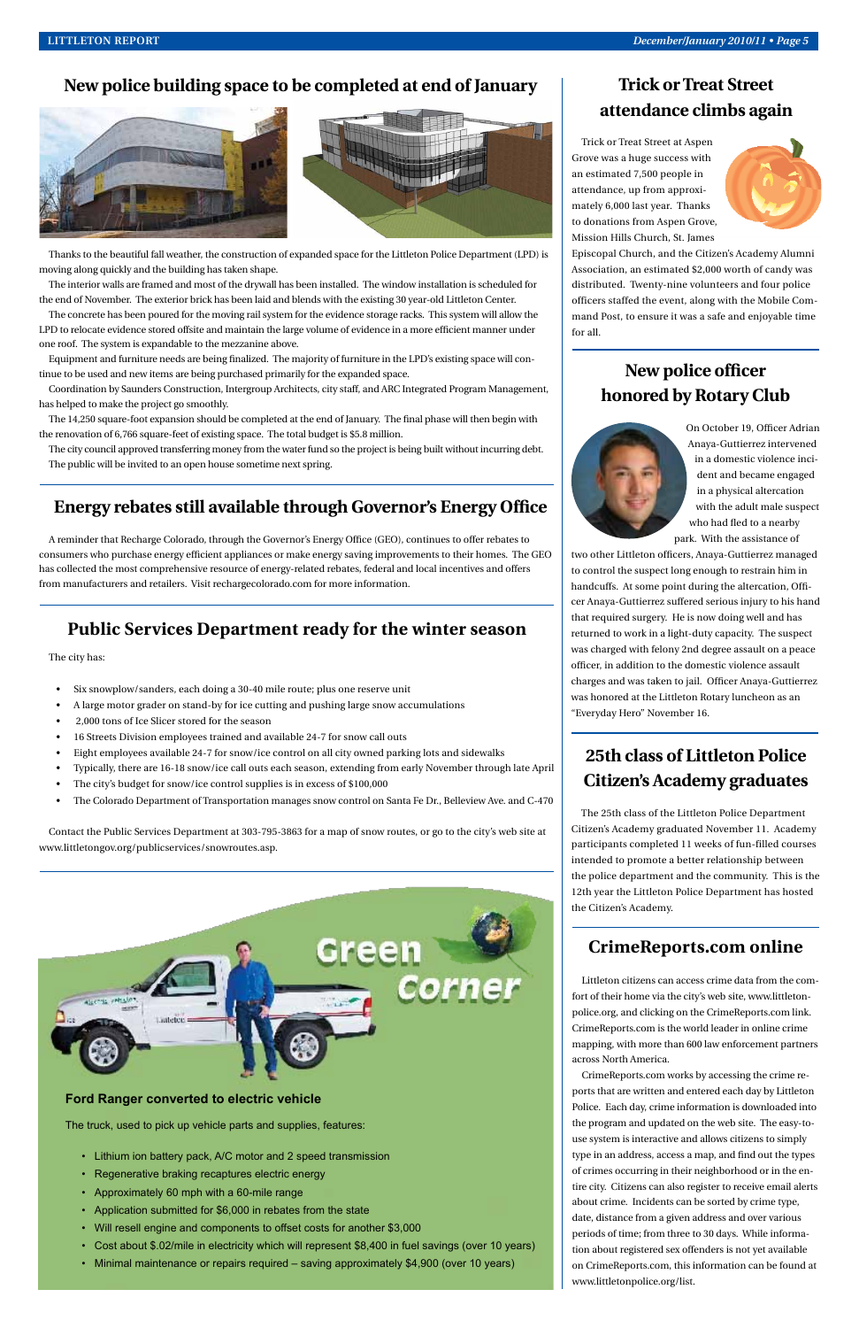## New police building space to be completed at end of January

Thanks to the beautiful fall weather, the construction of expanded space for the Littleton Police Department (LPD) is moving along quickly and the building has taken shape.

The interior walls are framed and most of the drywall has been installed. The window installation is scheduled for the end of November. The exterior brick has been laid and blends with the existing 30 year-old Littleton Center.

The concrete has been poured for the moving rail system for the evidence storage racks. This system will allow the LPD to relocate evidence stored offsite and maintain the large volume of evidence in a more efficient manner under one roof. The system is expandable to the mezzanine above.

Equipment and furniture needs are being finalized. The majority of furniture in the LPD's existing space will continue to be used and new items are being purchased primarily for the expanded space.

Coordination by Saunders Construction, Intergroup Architects, city staff, and ARC Integrated Program Management, has helped to make the project go smoothly.

The 14,250 square-foot expansion should be completed at the end of January. The final phase will then begin with the renovation of 6,766 square-feet of existing space. The total budget is $5.8 million.

The city council approved transferring money from the water fund so the project is being built without incurring debt. The public will be invited to an open house sometime next spring.

## Energy rebates still available through Governor's Energy Office

A reminder that Recharge Colorado, through the Governor's Energy Office (GEO), continues to offer rebates to consumers who purchase energy efficient appliances or make energy saving improvements to their homes. The GEO has collected the most comprehensive resource of energy-related rebates, federal and local incentives and offers from manufacturers and retailers. Visit rechargecolorado.com for more information.

## Public Services Department ready for the winter season

The city has:

- Six snowplow/sanders, each doing a 30-40 mile route; plus one reserve unit
- A large motor grader on stand-by for ice cutting and pushing large snow accumulations
- 2,000 tons of Ice Slicer stored for the season
- 16 Streets Division employees trained and available 24-7 for snow call outs
- Eight employees available 24-7 for snow/ice control on all city owned parking lots and sidewalks
- Typically, there are 16-18 snow/ice call outs each season, extending from early November through late April
- The city's budget for snow/ice control supplies is in excess of $100,000
- The Colorado Department of Transportation manages snow control on Santa Fe Dr., Belleview Ave. and C-470

Contact the Public Services Department at 303-795-3863 for a map of snow routes, or go to the city's web site at www.littletongov.org/publicservices/snowroutes.asp.

## Green Corner

### Ford Ranger converted to electric vehicle

The truck, used to pick up vehicle parts and supplies, features:

- Lithium ion battery pack, A/C motor and 2 speed transmission
- Regenerative braking recaptures electric energy
- Approximately 60 mph with a 60-mile range
- Application submitted for $6,000 in rebates from the state
- Will resell engine and components to offset costs for another $3,000
- Cost about $.02/mile in electricity which will represent $8,400 in fuel savings (over 10 years)
- Minimal maintenance or repairs required – saving approximately $4,900 (over 10 years)

## Trick or Treat Street attendance climbs again

Trick or Treat Street at Aspen Grove was a huge success with an estimated 7,500 people in attendance, up from approximately 6,000 last year. Thanks to donations from Aspen Grove, Mission Hills Church, St. James Episcopal Church, and the Citizen's Academy Alumni Association, an estimated $2,000 worth of candy was distributed. Twenty-nine volunteers and four police officers staffed the event, along with the Mobile Command Post, to ensure it was a safe and enjoyable time for all.

## New police officer honored by Rotary Club

On October 19, Officer Adrian Anaya-Guttierrez intervened in a domestic violence incident and became engaged in a physical altercation with the adult male suspect who had fled to a nearby park. With the assistance of two other Littleton officers, Anaya-Guttierrez managed to control the suspect long enough to restrain him in handcuffs. At some point during the altercation, Officer Anaya-Guttierrez suffered serious injury to his hand that required surgery. He is now doing well and has returned to work in a light-duty capacity. The suspect was charged with felony 2nd degree assault on a peace officer, in addition to the domestic violence assault charges and was taken to jail. Officer Anaya-Guttierrez was honored at the Littleton Rotary luncheon as an "Everyday Hero" November 16.

## 25th class of Littleton Police Citizen's Academy graduates

The 25th class of the Littleton Police Department Citizen's Academy graduated November 11. Academy participants completed 11 weeks of fun-filled courses intended to promote a better relationship between the police department and the community. This is the 12th year the Littleton Police Department has hosted the Citizen's Academy.

## CrimeReports.com online

Littleton citizens can access crime data from the comfort of their home via the city's web site, www.littletonpolice.org, and clicking on the CrimeReports.com link. CrimeReports.com is the world leader in online crime mapping, with more than 600 law enforcement partners across North America.

CrimeReports.com works by accessing the crime reports that are written and entered each day by Littleton Police. Each day, crime information is downloaded into the program and updated on the web site. The easy-to-use system is interactive and allows citizens to simply type in an address, access a map, and find out the types of crimes occurring in their neighborhood or in the entire city. Citizens can also register to receive email alerts about crime. Incidents can be sorted by crime type, date, distance from a given address and over various periods of time; from three to 30 days. While information about registered sex offenders is not yet available on CrimeReports.com, this information can be found at www.littletonpolice.org/list.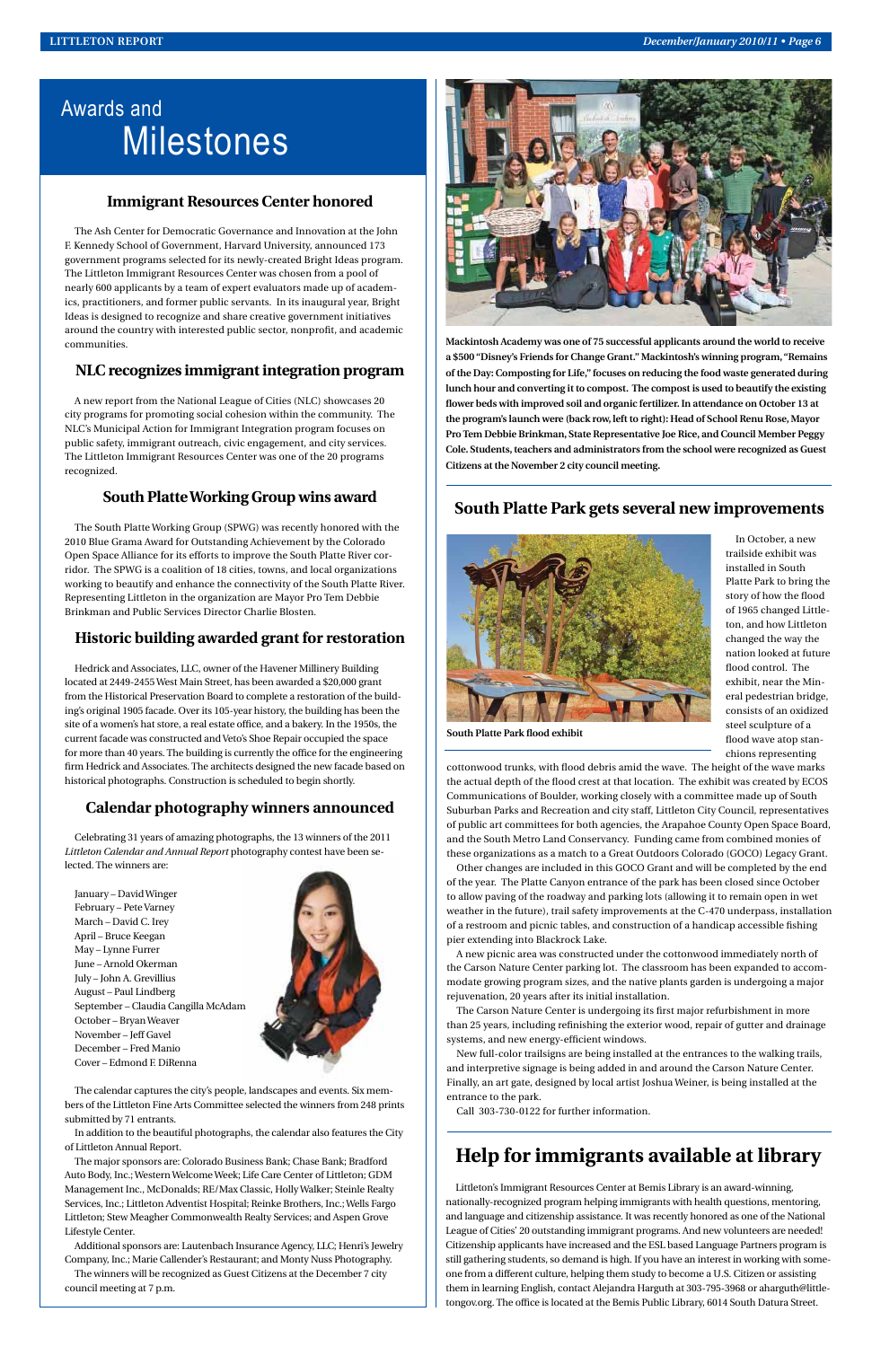# Awards and Milestones

## Immigrant Resources Center honored

The Ash Center for Democratic Governance and Innovation at the John F. Kennedy School of Government, Harvard University, announced 173 government programs selected for its newly-created Bright Ideas program. The Littleton Immigrant Resources Center was chosen from a pool of nearly 600 applicants by a team of expert evaluators made up of academics, practitioners, and former public servants. In its inaugural year, Bright Ideas is designed to recognize and share creative government initiatives around the country with interested public sector, nonprofit, and academic communities.

## NLC recognizes immigrant integration program

A new report from the National League of Cities (NLC) showcases 20 city programs for promoting social cohesion within the community. The NLC's Municipal Action for Immigrant Integration program focuses on public safety, immigrant outreach, civic engagement, and city services. The Littleton Immigrant Resources Center was one of the 20 programs recognized.

## South Platte Working Group wins award

The South Platte Working Group (SPWG) was recently honored with the 2010 Blue Grama Award for Outstanding Achievement by the Colorado Open Space Alliance for its efforts to improve the South Platte River corridor. The SPWG is a coalition of 18 cities, towns, and local organizations working to beautify and enhance the connectivity of the South Platte River. Representing Littleton in the organization are Mayor Pro Tem Debbie Brinkman and Public Services Director Charlie Blosten.

## Historic building awarded grant for restoration

Hedrick and Associates, LLC, owner of the Havener Millinery Building located at 2449-2455 West Main Street, has been awarded a $20,000 grant from the Historical Preservation Board to complete a restoration of the building's original 1905 facade. Over its 105-year history, the building has been the site of a women's hat store, a real estate office, and a bakery. In the 1950s, the current facade was constructed and Veto's Shoe Repair occupied the space for more than 40 years. The building is currently the office for the engineering firm Hedrick and Associates. The architects designed the new facade based on historical photographs. Construction is scheduled to begin shortly.

## Calendar photography winners announced

Celebrating 31 years of amazing photographs, the 13 winners of the 2011 *Littleton Calendar and Annual Report* photography contest have been selected. The winners are:

January – David Winger
February – Pete Varney
March – David C. Irey
April – Bruce Keegan
May – Lynne Furrer
June – Arnold Okerman
July – John A. Grevillius
August – Paul Lindberg
September – Claudia Cangilla McAdam
October – Bryan Weaver
November – Jeff Gavel
December – Fred Manio
Cover – Edmond F. DiRenna

The calendar captures the city's people, landscapes and events. Six members of the Littleton Fine Arts Committee selected the winners from 248 prints submitted by 71 entrants.

In addition to the beautiful photographs, the calendar also features the City of Littleton Annual Report.

The major sponsors are: Colorado Business Bank; Chase Bank; Bradford Auto Body, Inc.; Western Welcome Week; Life Care Center of Littleton; GDM Management Inc., McDonalds; RE/Max Classic, Holly Walker; Steinle Realty Services, Inc.; Littleton Adventist Hospital; Reinke Brothers, Inc.; Wells Fargo Littleton; Stew Meagher Commonwealth Realty Services; and Aspen Grove Lifestyle Center.

Additional sponsors are: Lautenbach Insurance Agency, LLC; Henri's Jewelry Company, Inc.; Marie Callender's Restaurant; and Monty Nuss Photography.

The winners will be recognized as Guest Citizens at the December 7 city council meeting at 7 p.m.

**Mackintosh Academy was one of 75 successful applicants around the world to receive a $500 "Disney's Friends for Change Grant." Mackintosh's winning program, "Remains of the Day: Composting for Life," focuses on reducing the food waste generated during lunch hour and converting it to compost. The compost is used to beautify the existing flower beds with improved soil and organic fertilizer. In attendance on October 13 at the program's launch were (back row, left to right): Head of School Renu Rose, Mayor Pro Tem Debbie Brinkman, State Representative Joe Rice, and Council Member Peggy Cole. Students, teachers and administrators from the school were recognized as Guest Citizens at the November 2 city council meeting.**

## South Platte Park gets several new improvements

**South Platte Park flood exhibit**

In October, a new trailside exhibit was installed in South Platte Park to bring the story of how the flood of 1965 changed Littleton, and how Littleton changed the way the nation looked at future flood control. The exhibit, near the Mineral pedestrian bridge, consists of an oxidized steel sculpture of a flood wave atop stanchions representing cottonwood trunks, with flood debris amid the wave. The height of the wave marks the actual depth of the flood crest at that location. The exhibit was created by ECOS Communications of Boulder, working closely with a committee made up of South Suburban Parks and Recreation and city staff, Littleton City Council, representatives of public art committees for both agencies, the Arapahoe County Open Space Board, and the South Metro Land Conservancy. Funding came from combined monies of these organizations as a match to a Great Outdoors Colorado (GOCO) Legacy Grant.

Other changes are included in this GOCO Grant and will be completed by the end of the year. The Platte Canyon entrance of the park has been closed since October to allow paving of the roadway and parking lots (allowing it to remain open in wet weather in the future), trail safety improvements at the C-470 underpass, installation of a restroom and picnic tables, and construction of a handicap accessible fishing pier extending into Blackrock Lake.

A new picnic area was constructed under the cottonwood immediately north of the Carson Nature Center parking lot. The classroom has been expanded to accommodate growing program sizes, and the native plants garden is undergoing a major rejuvenation, 20 years after its initial installation.

The Carson Nature Center is undergoing its first major refurbishment in more than 25 years, including refinishing the exterior wood, repair of gutter and drainage systems, and new energy-efficient windows.

New full-color trailsigns are being installed at the entrances to the walking trails, and interpretive signage is being added in and around the Carson Nature Center. Finally, an art gate, designed by local artist Joshua Weiner, is being installed at the entrance to the park.

Call 303-730-0122 for further information.

## Help for immigrants available at library

Littleton's Immigrant Resources Center at Bemis Library is an award-winning, nationally-recognized program helping immigrants with health questions, mentoring, and language and citizenship assistance. It was recently honored as one of the National League of Cities' 20 outstanding immigrant programs. And new volunteers are needed! Citizenship applicants have increased and the ESL based Language Partners program is still gathering students, so demand is high. If you have an interest in working with someone from a different culture, helping them study to become a U.S. Citizen or assisting them in learning English, contact Alejandra Harguth at 303-795-3968 or aharguth@littletongov.org. The office is located at the Bemis Public Library, 6014 South Datura Street.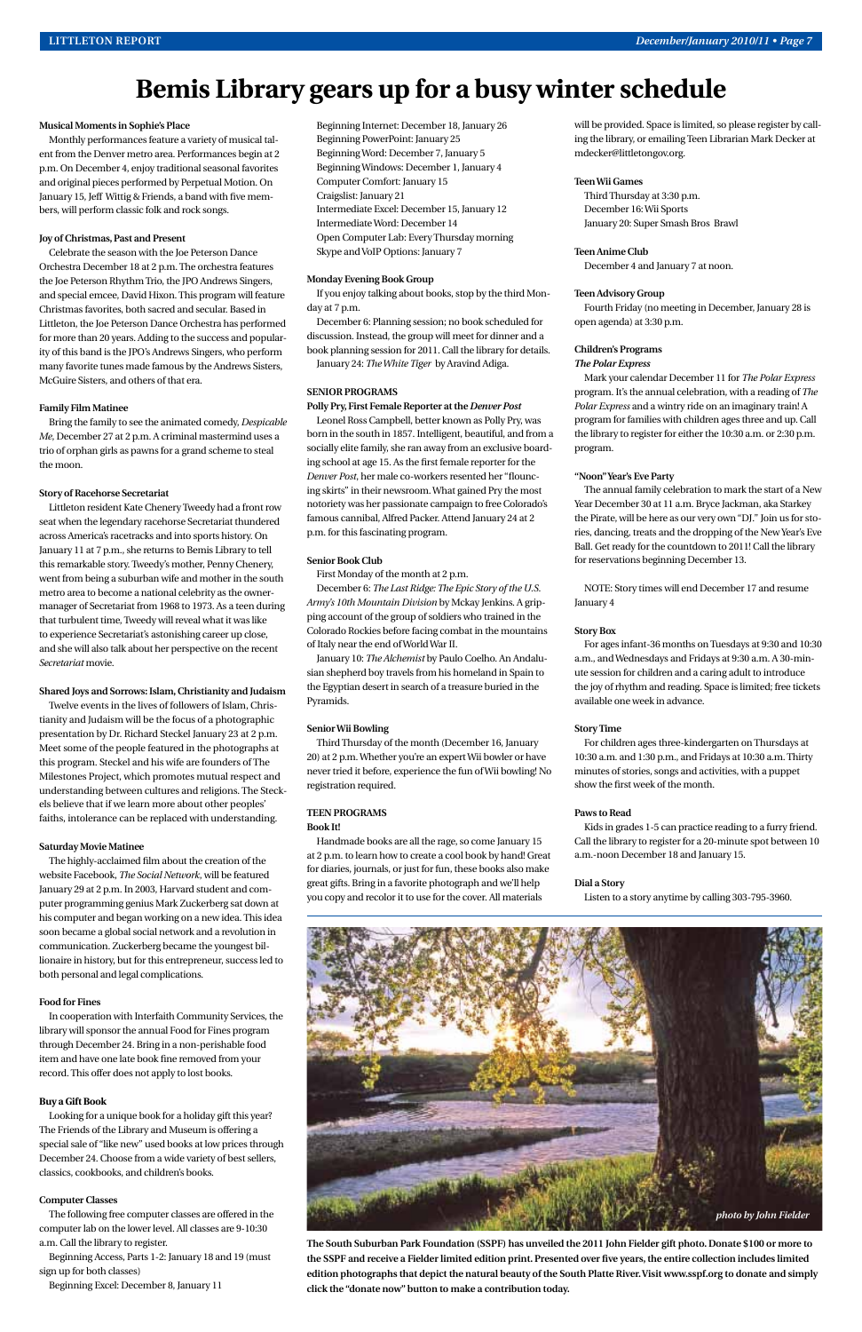# Bemis Library gears up for a busy winter schedule

**Musical Moments in Sophie's Place**

Monthly performances feature a variety of musical talent from the Denver metro area. Performances begin at 2 p.m. On December 4, enjoy traditional seasonal favorites and original pieces performed by Perpetual Motion. On January 15, Jeff Wittig & Friends, a band with five members, will perform classic folk and rock songs.

**Joy of Christmas, Past and Present**

Celebrate the season with the Joe Peterson Dance Orchestra December 18 at 2 p.m. The orchestra features the Joe Peterson Rhythm Trio, the JPO Andrews Singers, and special emcee, David Hixon. This program will feature Christmas favorites, both sacred and secular. Based in Littleton, the Joe Peterson Dance Orchestra has performed for more than 20 years. Adding to the success and popularity of this band is the JPO's Andrews Singers, who perform many favorite tunes made famous by the Andrews Sisters, McGuire Sisters, and others of that era.

**Family Film Matinee**

Bring the family to see the animated comedy, *Despicable Me,* December 27 at 2 p.m. A criminal mastermind uses a trio of orphan girls as pawns for a grand scheme to steal the moon.

**Story of Racehorse Secretariat**

Littleton resident Kate Chenery Tweedy had a front row seat when the legendary racehorse Secretariat thundered across America's racetracks and into sports history. On January 11 at 7 p.m., she returns to Bemis Library to tell this remarkable story. Tweedy's mother, Penny Chenery, went from being a suburban wife and mother in the south metro area to become a national celebrity as the owner-manager of Secretariat from 1968 to 1973. As a teen during that turbulent time, Tweedy will reveal what it was like to experience Secretariat's astonishing career up close, and she will also talk about her perspective on the recent *Secretariat* movie.

**Shared Joys and Sorrows: Islam, Christianity and Judaism**

Twelve events in the lives of followers of Islam, Christianity and Judaism will be the focus of a photographic presentation by Dr. Richard Steckel January 23 at 2 p.m. Meet some of the people featured in the photographs at this program. Steckel and his wife are founders of The Milestones Project, which promotes mutual respect and understanding between cultures and religions. The Steckels believe that if we learn more about other peoples' faiths, intolerance can be replaced with understanding.

**Saturday Movie Matinee**

The highly-acclaimed film about the creation of the website Facebook, *The Social Network,* will be featured January 29 at 2 p.m. In 2003, Harvard student and computer programming genius Mark Zuckerberg sat down at his computer and began working on a new idea. This idea soon became a global social network and a revolution in communication. Zuckerberg became the youngest billionaire in history, but for this entrepreneur, success led to both personal and legal complications.

**Food for Fines**

In cooperation with Interfaith Community Services, the library will sponsor the annual Food for Fines program through December 24. Bring in a non-perishable food item and have one late book fine removed from your record. This offer does not apply to lost books.

**Buy a Gift Book**

Looking for a unique book for a holiday gift this year? The Friends of the Library and Museum is offering a special sale of "like new" used books at low prices through December 24. Choose from a wide variety of best sellers, classics, cookbooks, and children's books.

**Computer Classes**

The following free computer classes are offered in the computer lab on the lower level. All classes are 9-10:30 a.m. Call the library to register.

Beginning Access, Parts 1-2: January 18 and 19 (must sign up for both classes)
Beginning Excel: December 8, January 11
Beginning Internet: December 18, January 26
Beginning PowerPoint: January 25
Beginning Word: December 7, January 5
Beginning Windows: December 1, January 4
Computer Comfort: January 15
Craigslist: January 21
Intermediate Excel: December 15, January 12
Intermediate Word: December 14
Open Computer Lab: Every Thursday morning
Skype and VoIP Options: January 7

**Monday Evening Book Group**

If you enjoy talking about books, stop by the third Monday at 7 p.m.

December 6: Planning session; no book scheduled for discussion. Instead, the group will meet for dinner and a book planning session for 2011. Call the library for details.

January 24: *The White Tiger* by Aravind Adiga.

**SENIOR PROGRAMS**

**Polly Pry, First Female Reporter at the *Denver Post***

Leonel Ross Campbell, better known as Polly Pry, was born in the south in 1857. Intelligent, beautiful, and from a socially elite family, she ran away from an exclusive boarding school at age 15. As the first female reporter for the *Denver Post*, her male co-workers resented her "flouncing skirts" in their newsroom. What gained Pry the most notoriety was her passionate campaign to free Colorado's famous cannibal, Alfred Packer. Attend January 24 at 2 p.m. for this fascinating program.

**Senior Book Club**

First Monday of the month at 2 p.m.

December 6: *The Last Ridge: The Epic Story of the U.S. Army's 10th Mountain Division* by Mckay Jenkins. A gripping account of the group of soldiers who trained in the Colorado Rockies before facing combat in the mountains of Italy near the end of World War II.

January 10: *The Alchemist* by Paulo Coelho. An Andalusian shepherd boy travels from his homeland in Spain to the Egyptian desert in search of a treasure buried in the Pyramids.

**Senior Wii Bowling**

Third Thursday of the month (December 16, January 20) at 2 p.m. Whether you're an expert Wii bowler or have never tried it before, experience the fun of Wii bowling! No registration required.

**TEEN PROGRAMS**

**Book It!**

Handmade books are all the rage, so come January 15 at 2 p.m. to learn how to create a cool book by hand! Great for diaries, journals, or just for fun, these books also make great gifts. Bring in a favorite photograph and we'll help you copy and recolor it to use for the cover. All materials will be provided. Space is limited, so please register by calling the library, or emailing Teen Librarian Mark Decker at mdecker@littletongov.org.

**Teen Wii Games**

Third Thursday at 3:30 p.m.
December 16: Wii Sports
January 20: Super Smash Bros Brawl

**Teen Anime Club**

December 4 and January 7 at noon.

**Teen Advisory Group**

Fourth Friday (no meeting in December, January 28 is open agenda) at 3:30 p.m.

**Children's Programs**

***The Polar Express***

Mark your calendar December 11 for *The Polar Express* program. It's the annual celebration, with a reading of *The Polar Express* and a wintry ride on an imaginary train! A program for families with children ages three and up. Call the library to register for either the 10:30 a.m. or 2:30 p.m. program.

**"Noon" Year's Eve Party**

The annual family celebration to mark the start of a New Year December 30 at 11 a.m. Bryce Jackman, aka Starkey the Pirate, will be here as our very own "DJ." Join us for stories, dancing, treats and the dropping of the New Year's Eve Ball. Get ready for the countdown to 2011! Call the library for reservations beginning December 13.

NOTE: Story times will end December 17 and resume January 4

**Story Box**

For ages infant-36 months on Tuesdays at 9:30 and 10:30 a.m., and Wednesdays and Fridays at 9:30 a.m. A 30-minute session for children and a caring adult to introduce the joy of rhythm and reading. Space is limited; free tickets available one week in advance.

**Story Time**

For children ages three-kindergarten on Thursdays at 10:30 a.m. and 1:30 p.m., and Fridays at 10:30 a.m. Thirty minutes of stories, songs and activities, with a puppet show the first week of the month.

**Paws to Read**

Kids in grades 1-5 can practice reading to a furry friend. Call the library to register for a 20-minute spot between 10 a.m.-noon December 18 and January 15.

**Dial a Story**

Listen to a story anytime by calling 303-795-3960.

*photo by John Fielder*

**The South Suburban Park Foundation (SSPF) has unveiled the 2011 John Fielder gift photo. Donate $100 or more to the SSPF and receive a Fielder limited edition print. Presented over five years, the entire collection includes limited edition photographs that depict the natural beauty of the South Platte River. Visit www.sspf.org to donate and simply click the "donate now" button to make a contribution today.**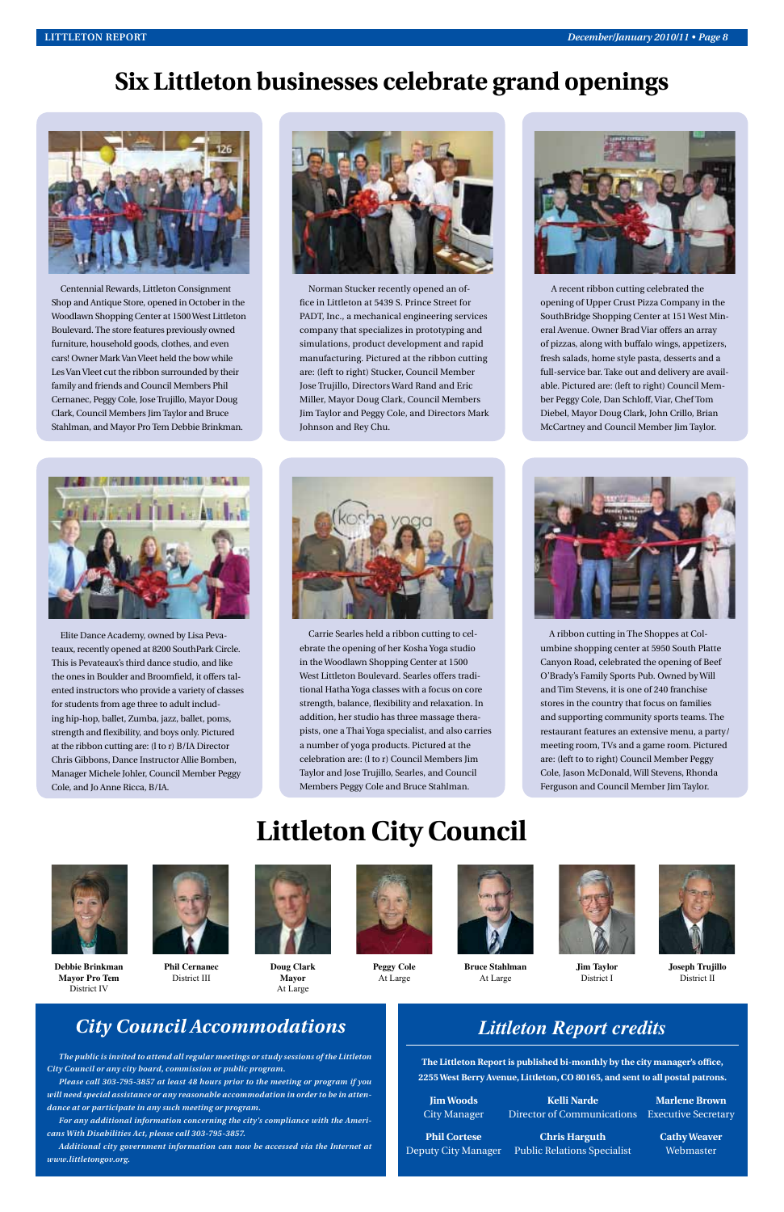# Six Littleton businesses celebrate grand openings

Centennial Rewards, Littleton Consignment Shop and Antique Store, opened in October in the Woodlawn Shopping Center at 1500 West Littleton Boulevard. The store features previously owned furniture, household goods, clothes, and even cars! Owner Mark Van Vleet held the bow while Les Van Vleet cut the ribbon surrounded by their family and friends and Council Members Phil Cernanec, Peggy Cole, Jose Trujillo, Mayor Doug Clark, Council Members Jim Taylor and Bruce Stahlman, and Mayor Pro Tem Debbie Brinkman.

Norman Stucker recently opened an office in Littleton at 5439 S. Prince Street for PADT, Inc., a mechanical engineering services company that specializes in prototyping and simulations, product development and rapid manufacturing. Pictured at the ribbon cutting are: (left to right) Stucker, Council Member Jose Trujillo, Directors Ward Rand and Eric Miller, Mayor Doug Clark, Council Members Jim Taylor and Peggy Cole, and Directors Mark Johnson and Rey Chu.

A recent ribbon cutting celebrated the opening of Upper Crust Pizza Company in the SouthBridge Shopping Center at 151 West Mineral Avenue. Owner Brad Viar offers an array of pizzas, along with buffalo wings, appetizers, fresh salads, home style pasta, desserts and a full-service bar. Take out and delivery are available. Pictured are: (left to right) Council Member Peggy Cole, Dan Schloff, Viar, Chef Tom Diebel, Mayor Doug Clark, John Crillo, Brian McCartney and Council Member Jim Taylor.

Elite Dance Academy, owned by Lisa Pevateaux, recently opened at 8200 SouthPark Circle. This is Pevateaux's third dance studio, and like the ones in Boulder and Broomfield, it offers talented instructors who provide a variety of classes for students from age three to adult including hip-hop, ballet, Zumba, jazz, ballet, poms, strength and flexibility, and boys only. Pictured at the ribbon cutting are: (l to r) B/IA Director Chris Gibbons, Dance Instructor Allie Bomben, Manager Michele Johler, Council Member Peggy Cole, and Jo Anne Ricca, B/IA.

Carrie Searles held a ribbon cutting to celebrate the opening of her Kosha Yoga studio in the Woodlawn Shopping Center at 1500 West Littleton Boulevard. Searles offers traditional Hatha Yoga classes with a focus on core strength, balance, flexibility and relaxation. In addition, her studio has three massage therapists, one a Thai Yoga specialist, and also carries a number of yoga products. Pictured at the celebration are: (l to r) Council Members Jim Taylor and Jose Trujillo, Searles, and Council Members Peggy Cole and Bruce Stahlman.

A ribbon cutting in The Shoppes at Columbine shopping center at 5950 South Platte Canyon Road, celebrated the opening of Beef O'Brady's Family Sports Pub. Owned by Will and Tim Stevens, it is one of 240 franchise stores in the country that focus on families and supporting community sports teams. The restaurant features an extensive menu, a party/meeting room, TVs and a game room. Pictured are: (left to to right) Council Member Peggy Cole, Jason McDonald, Will Stevens, Rhonda Ferguson and Council Member Jim Taylor.

# Littleton City Council

**Debbie Brinkman**
**Mayor Pro Tem**
District IV

**Phil Cernanec**
District III

**Doug Clark**
**Mayor**
At Large

**Peggy Cole**
At Large

**Bruce Stahlman**
At Large

**Jim Taylor**
District I

**Joseph Trujillo**
District II

## *City Council Accommodations*

***The public is invited to attend all regular meetings or study sessions of the Littleton City Council or any city board, commission or public program.***

***Please call 303-795-3857 at least 48 hours prior to the meeting or program if you will need special assistance or any reasonable accommodation in order to be in attendance at or participate in any such meeting or program.***

***For any additional information concerning the city's compliance with the Americans With Disabilities Act, please call 303-795-3857.***

***Additional city government information can now be accessed via the Internet at www.littletongov.org.***

## *Littleton Report credits*

**The Littleton Report is published bi-monthly by the city manager's office, 2255 West Berry Avenue, Littleton, CO 80165, and sent to all postal patrons.**

**Jim Woods**
City Manager

**Kelli Narde**
Director of Communications

**Marlene Brown**
Executive Secretary

**Phil Cortese**
Deputy City Manager

**Chris Harguth**
Public Relations Specialist

**Cathy Weaver**
Webmaster